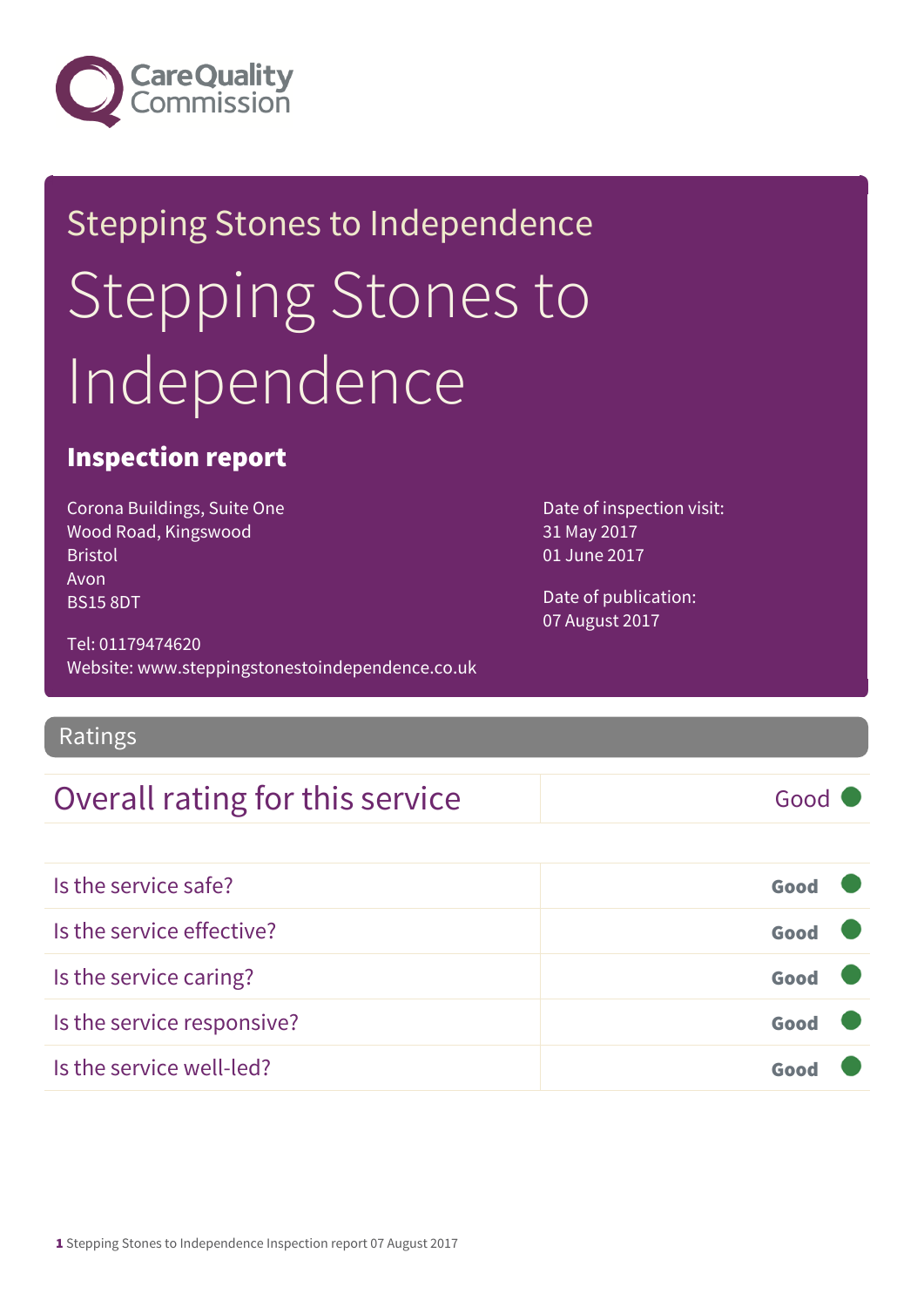Care Quality Commission

Stepping Stones to Independence

# Stepping Stones to Independence

## Inspection report

Corona Buildings, Suite One
Wood Road, Kingswood
Bristol
Avon
BS15 8DT

Tel: 01179474620
Website: www.steppingstonestoindependence.co.uk

Date of inspection visit:
31 May 2017
01 June 2017

Date of publication:
07 August 2017

## Ratings

| Overall rating for this service | Good |
|---|---|

| | |
|---|---|
| Is the service safe? | **Good** |
| Is the service effective? | **Good** |
| Is the service caring? | **Good** |
| Is the service responsive? | **Good** |
| Is the service well-led? | **Good** |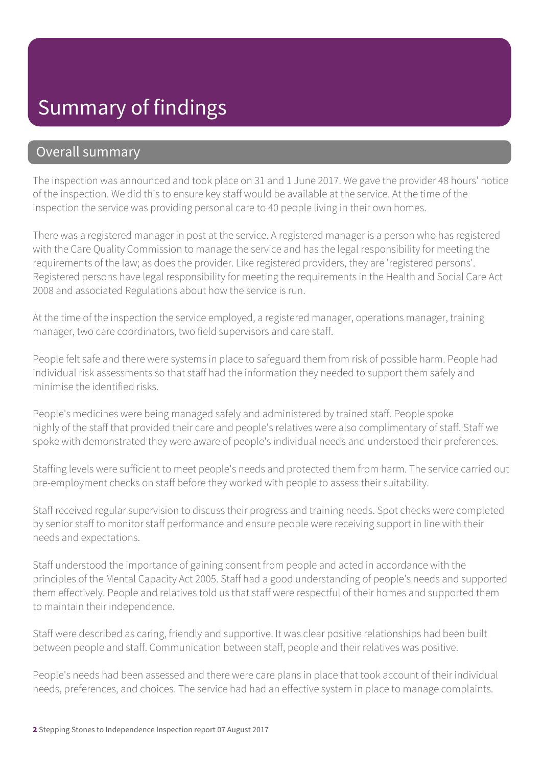# Summary of findings

## Overall summary

The inspection was announced and took place on 31 and 1 June 2017. We gave the provider 48 hours' notice of the inspection. We did this to ensure key staff would be available at the service. At the time of the inspection the service was providing personal care to 40 people living in their own homes.

There was a registered manager in post at the service. A registered manager is a person who has registered with the Care Quality Commission to manage the service and has the legal responsibility for meeting the requirements of the law; as does the provider. Like registered providers, they are 'registered persons'. Registered persons have legal responsibility for meeting the requirements in the Health and Social Care Act 2008 and associated Regulations about how the service is run.

At the time of the inspection the service employed, a registered manager, operations manager, training manager, two care coordinators, two field supervisors and care staff.

People felt safe and there were systems in place to safeguard them from risk of possible harm. People had individual risk assessments so that staff had the information they needed to support them safely and minimise the identified risks.

People's medicines were being managed safely and administered by trained staff. People spoke highly of the staff that provided their care and people's relatives were also complimentary of staff. Staff we spoke with demonstrated they were aware of people's individual needs and understood their preferences.

Staffing levels were sufficient to meet people's needs and protected them from harm. The service carried out pre-employment checks on staff before they worked with people to assess their suitability.

Staff received regular supervision to discuss their progress and training needs. Spot checks were completed by senior staff to monitor staff performance and ensure people were receiving support in line with their needs and expectations.

Staff understood the importance of gaining consent from people and acted in accordance with the principles of the Mental Capacity Act 2005. Staff had a good understanding of people's needs and supported them effectively. People and relatives told us that staff were respectful of their homes and supported them to maintain their independence.

Staff were described as caring, friendly and supportive. It was clear positive relationships had been built between people and staff. Communication between staff, people and their relatives was positive.

People's needs had been assessed and there were care plans in place that took account of their individual needs, preferences, and choices. The service had had an effective system in place to manage complaints.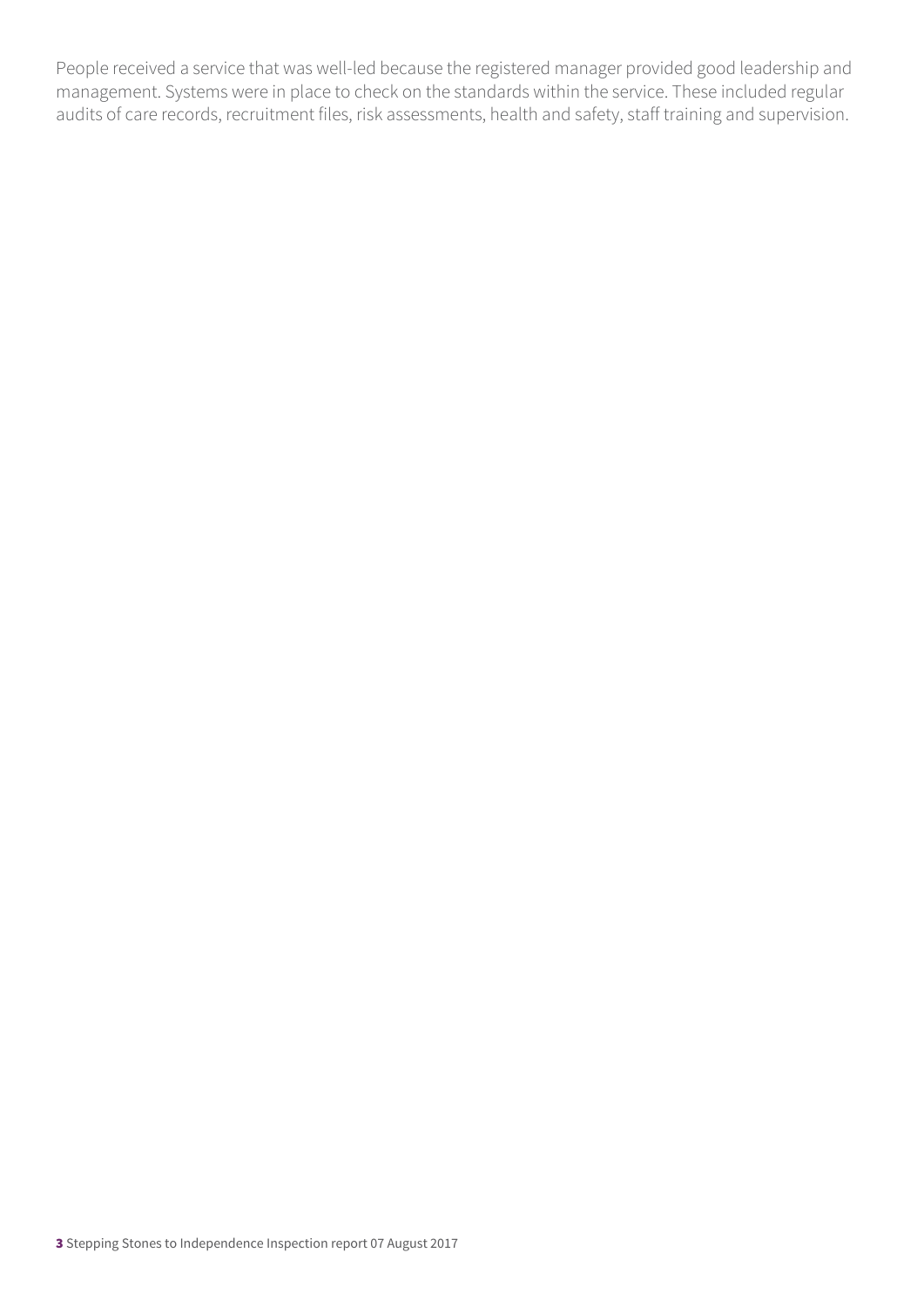People received a service that was well-led because the registered manager provided good leadership and management. Systems were in place to check on the standards within the service. These included regular audits of care records, recruitment files, risk assessments, health and safety, staff training and supervision.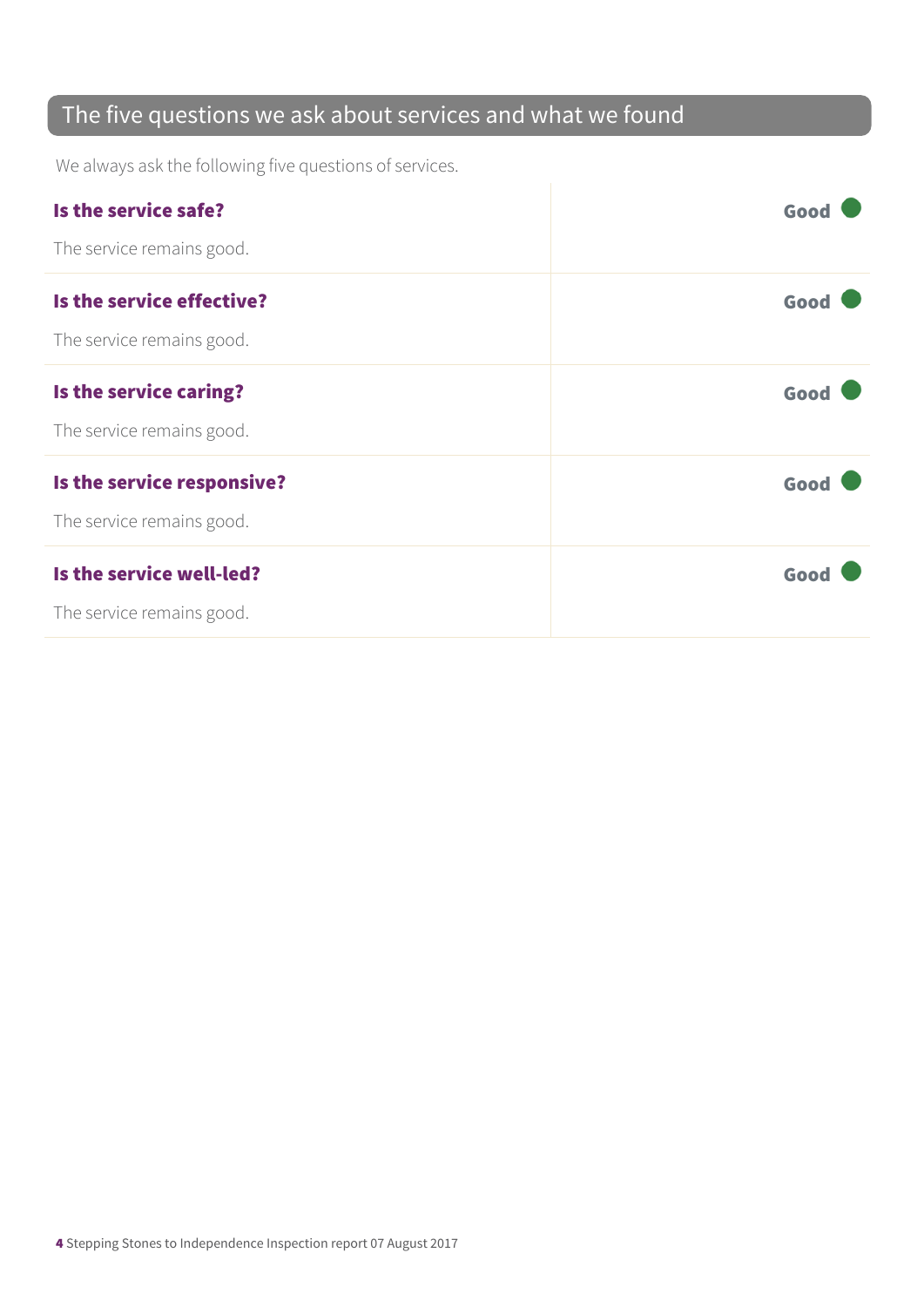## The five questions we ask about services and what we found

We always ask the following five questions of services.

| | |
|---|---|
| **Is the service safe?**<br>The service remains good. | Good |
| **Is the service effective?**<br>The service remains good. | Good |
| **Is the service caring?**<br>The service remains good. | Good |
| **Is the service responsive?**<br>The service remains good. | Good |
| **Is the service well-led?**<br>The service remains good. | Good |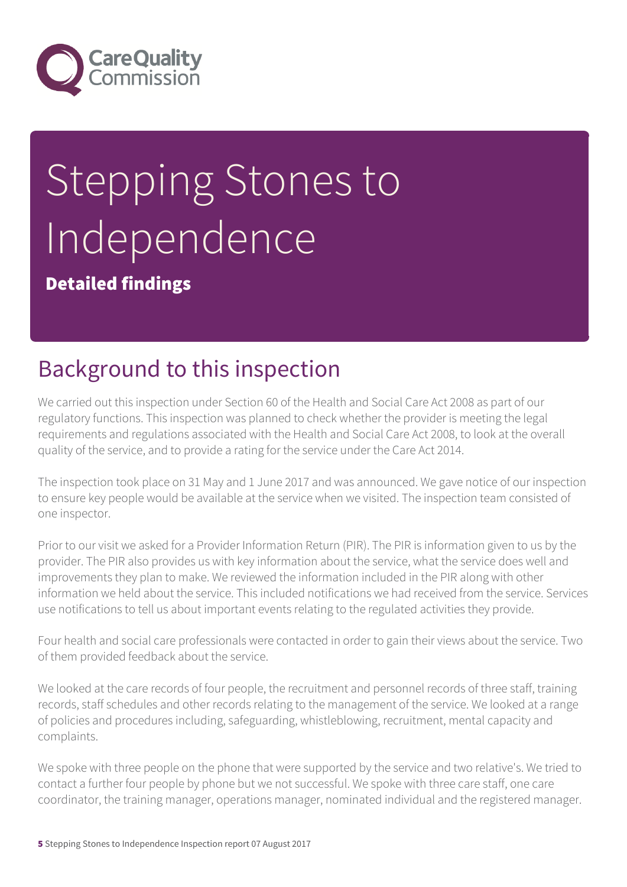# Stepping Stones to Independence

**Detailed findings**

## Background to this inspection

We carried out this inspection under Section 60 of the Health and Social Care Act 2008 as part of our regulatory functions. This inspection was planned to check whether the provider is meeting the legal requirements and regulations associated with the Health and Social Care Act 2008, to look at the overall quality of the service, and to provide a rating for the service under the Care Act 2014.

The inspection took place on 31 May and 1 June 2017 and was announced. We gave notice of our inspection to ensure key people would be available at the service when we visited. The inspection team consisted of one inspector.

Prior to our visit we asked for a Provider Information Return (PIR). The PIR is information given to us by the provider. The PIR also provides us with key information about the service, what the service does well and improvements they plan to make. We reviewed the information included in the PIR along with other information we held about the service. This included notifications we had received from the service. Services use notifications to tell us about important events relating to the regulated activities they provide.

Four health and social care professionals were contacted in order to gain their views about the service. Two of them provided feedback about the service.

We looked at the care records of four people, the recruitment and personnel records of three staff, training records, staff schedules and other records relating to the management of the service. We looked at a range of policies and procedures including, safeguarding, whistleblowing, recruitment, mental capacity and complaints.

We spoke with three people on the phone that were supported by the service and two relative's. We tried to contact a further four people by phone but we not successful. We spoke with three care staff, one care coordinator, the training manager, operations manager, nominated individual and the registered manager.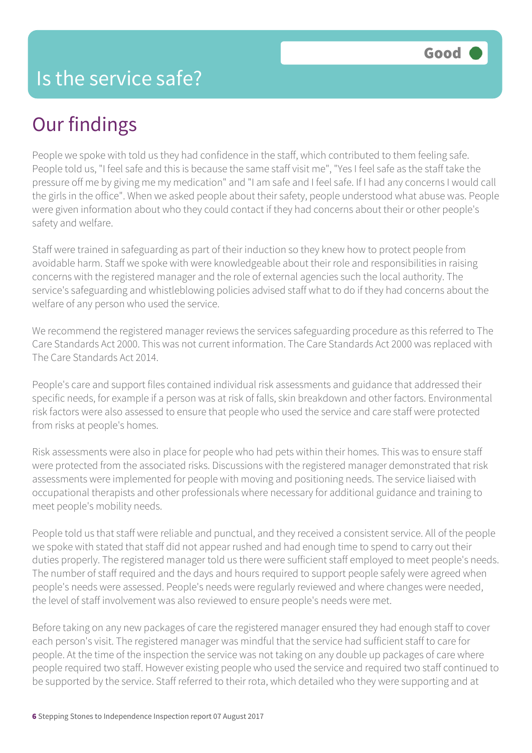# Is the service safe?

**Good**

## Our findings

People we spoke with told us they had confidence in the staff, which contributed to them feeling safe. People told us, "I feel safe and this is because the same staff visit me", "Yes I feel safe as the staff take the pressure off me by giving me my medication" and "I am safe and I feel safe. If I had any concerns I would call the girls in the office". When we asked people about their safety, people understood what abuse was. People were given information about who they could contact if they had concerns about their or other people's safety and welfare.

Staff were trained in safeguarding as part of their induction so they knew how to protect people from avoidable harm. Staff we spoke with were knowledgeable about their role and responsibilities in raising concerns with the registered manager and the role of external agencies such the local authority. The service's safeguarding and whistleblowing policies advised staff what to do if they had concerns about the welfare of any person who used the service.

We recommend the registered manager reviews the services safeguarding procedure as this referred to The Care Standards Act 2000. This was not current information. The Care Standards Act 2000 was replaced with The Care Standards Act 2014.

People's care and support files contained individual risk assessments and guidance that addressed their specific needs, for example if a person was at risk of falls, skin breakdown and other factors. Environmental risk factors were also assessed to ensure that people who used the service and care staff were protected from risks at people's homes.

Risk assessments were also in place for people who had pets within their homes. This was to ensure staff were protected from the associated risks. Discussions with the registered manager demonstrated that risk assessments were implemented for people with moving and positioning needs. The service liaised with occupational therapists and other professionals where necessary for additional guidance and training to meet people's mobility needs.

People told us that staff were reliable and punctual, and they received a consistent service. All of the people we spoke with stated that staff did not appear rushed and had enough time to spend to carry out their duties properly. The registered manager told us there were sufficient staff employed to meet people's needs. The number of staff required and the days and hours required to support people safely were agreed when people's needs were assessed. People's needs were regularly reviewed and where changes were needed, the level of staff involvement was also reviewed to ensure people's needs were met.

Before taking on any new packages of care the registered manager ensured they had enough staff to cover each person's visit. The registered manager was mindful that the service had sufficient staff to care for people. At the time of the inspection the service was not taking on any double up packages of care where people required two staff. However existing people who used the service and required two staff continued to be supported by the service. Staff referred to their rota, which detailed who they were supporting and at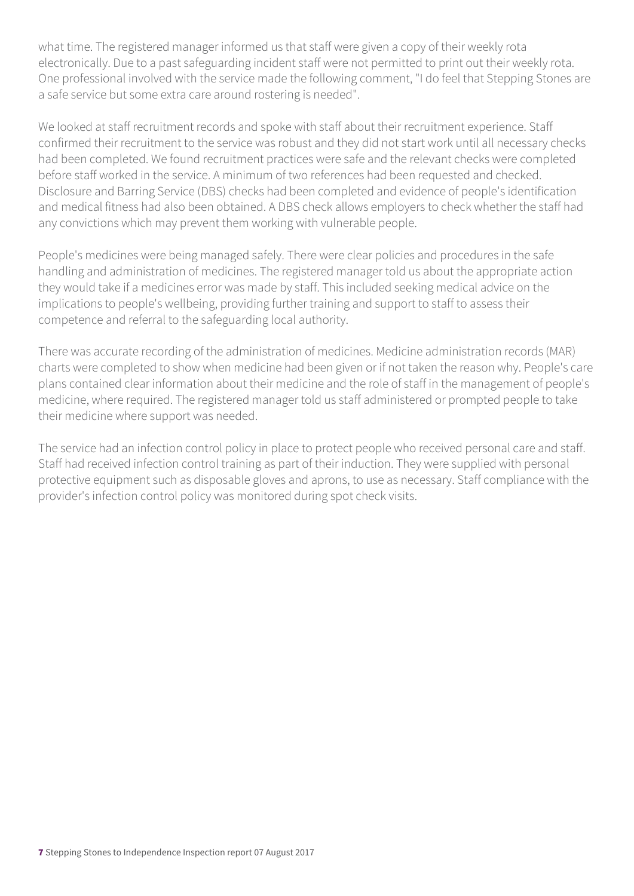what time. The registered manager informed us that staff were given a copy of their weekly rota electronically. Due to a past safeguarding incident staff were not permitted to print out their weekly rota. One professional involved with the service made the following comment, "I do feel that Stepping Stones are a safe service but some extra care around rostering is needed".

We looked at staff recruitment records and spoke with staff about their recruitment experience. Staff confirmed their recruitment to the service was robust and they did not start work until all necessary checks had been completed. We found recruitment practices were safe and the relevant checks were completed before staff worked in the service. A minimum of two references had been requested and checked. Disclosure and Barring Service (DBS) checks had been completed and evidence of people's identification and medical fitness had also been obtained. A DBS check allows employers to check whether the staff had any convictions which may prevent them working with vulnerable people.

People's medicines were being managed safely. There were clear policies and procedures in the safe handling and administration of medicines. The registered manager told us about the appropriate action they would take if a medicines error was made by staff. This included seeking medical advice on the implications to people's wellbeing, providing further training and support to staff to assess their competence and referral to the safeguarding local authority.

There was accurate recording of the administration of medicines. Medicine administration records (MAR) charts were completed to show when medicine had been given or if not taken the reason why. People's care plans contained clear information about their medicine and the role of staff in the management of people's medicine, where required. The registered manager told us staff administered or prompted people to take their medicine where support was needed.

The service had an infection control policy in place to protect people who received personal care and staff. Staff had received infection control training as part of their induction. They were supplied with personal protective equipment such as disposable gloves and aprons, to use as necessary. Staff compliance with the provider's infection control policy was monitored during spot check visits.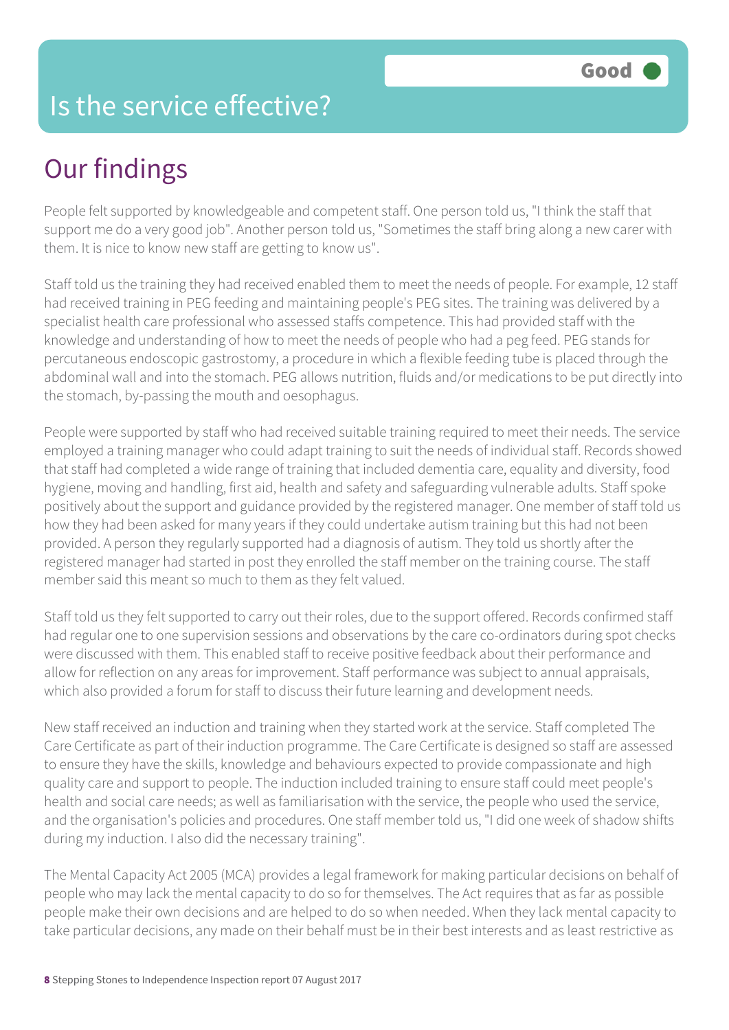# Is the service effective?

Good

## Our findings

People felt supported by knowledgeable and competent staff. One person told us, "I think the staff that support me do a very good job". Another person told us, "Sometimes the staff bring along a new carer with them. It is nice to know new staff are getting to know us".

Staff told us the training they had received enabled them to meet the needs of people. For example, 12 staff had received training in PEG feeding and maintaining people's PEG sites. The training was delivered by a specialist health care professional who assessed staffs competence. This had provided staff with the knowledge and understanding of how to meet the needs of people who had a peg feed. PEG stands for percutaneous endoscopic gastrostomy, a procedure in which a flexible feeding tube is placed through the abdominal wall and into the stomach. PEG allows nutrition, fluids and/or medications to be put directly into the stomach, by-passing the mouth and oesophagus.

People were supported by staff who had received suitable training required to meet their needs. The service employed a training manager who could adapt training to suit the needs of individual staff. Records showed that staff had completed a wide range of training that included dementia care, equality and diversity, food hygiene, moving and handling, first aid, health and safety and safeguarding vulnerable adults. Staff spoke positively about the support and guidance provided by the registered manager. One member of staff told us how they had been asked for many years if they could undertake autism training but this had not been provided. A person they regularly supported had a diagnosis of autism. They told us shortly after the registered manager had started in post they enrolled the staff member on the training course. The staff member said this meant so much to them as they felt valued.

Staff told us they felt supported to carry out their roles, due to the support offered. Records confirmed staff had regular one to one supervision sessions and observations by the care co-ordinators during spot checks were discussed with them. This enabled staff to receive positive feedback about their performance and allow for reflection on any areas for improvement. Staff performance was subject to annual appraisals, which also provided a forum for staff to discuss their future learning and development needs.

New staff received an induction and training when they started work at the service. Staff completed The Care Certificate as part of their induction programme. The Care Certificate is designed so staff are assessed to ensure they have the skills, knowledge and behaviours expected to provide compassionate and high quality care and support to people. The induction included training to ensure staff could meet people's health and social care needs; as well as familiarisation with the service, the people who used the service, and the organisation's policies and procedures. One staff member told us, "I did one week of shadow shifts during my induction. I also did the necessary training".

The Mental Capacity Act 2005 (MCA) provides a legal framework for making particular decisions on behalf of people who may lack the mental capacity to do so for themselves. The Act requires that as far as possible people make their own decisions and are helped to do so when needed. When they lack mental capacity to take particular decisions, any made on their behalf must be in their best interests and as least restrictive as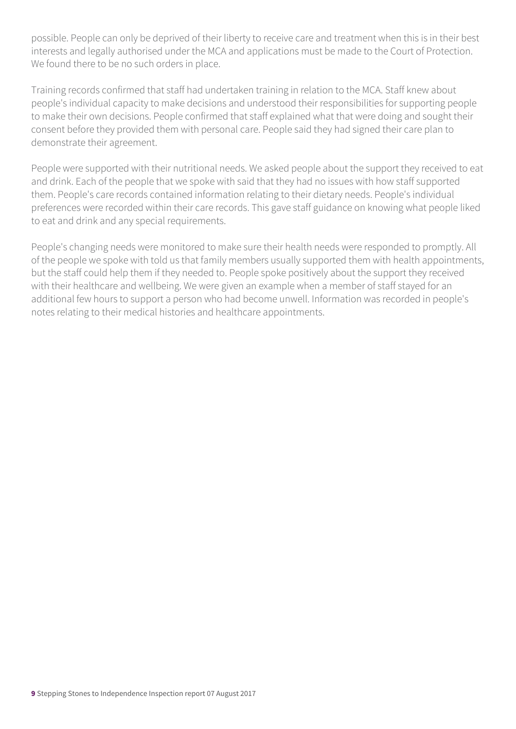possible. People can only be deprived of their liberty to receive care and treatment when this is in their best interests and legally authorised under the MCA and applications must be made to the Court of Protection. We found there to be no such orders in place.

Training records confirmed that staff had undertaken training in relation to the MCA. Staff knew about people's individual capacity to make decisions and understood their responsibilities for supporting people to make their own decisions. People confirmed that staff explained what that were doing and sought their consent before they provided them with personal care. People said they had signed their care plan to demonstrate their agreement.

People were supported with their nutritional needs. We asked people about the support they received to eat and drink. Each of the people that we spoke with said that they had no issues with how staff supported them. People's care records contained information relating to their dietary needs. People's individual preferences were recorded within their care records. This gave staff guidance on knowing what people liked to eat and drink and any special requirements.

People's changing needs were monitored to make sure their health needs were responded to promptly. All of the people we spoke with told us that family members usually supported them with health appointments, but the staff could help them if they needed to. People spoke positively about the support they received with their healthcare and wellbeing. We were given an example when a member of staff stayed for an additional few hours to support a person who had become unwell. Information was recorded in people's notes relating to their medical histories and healthcare appointments.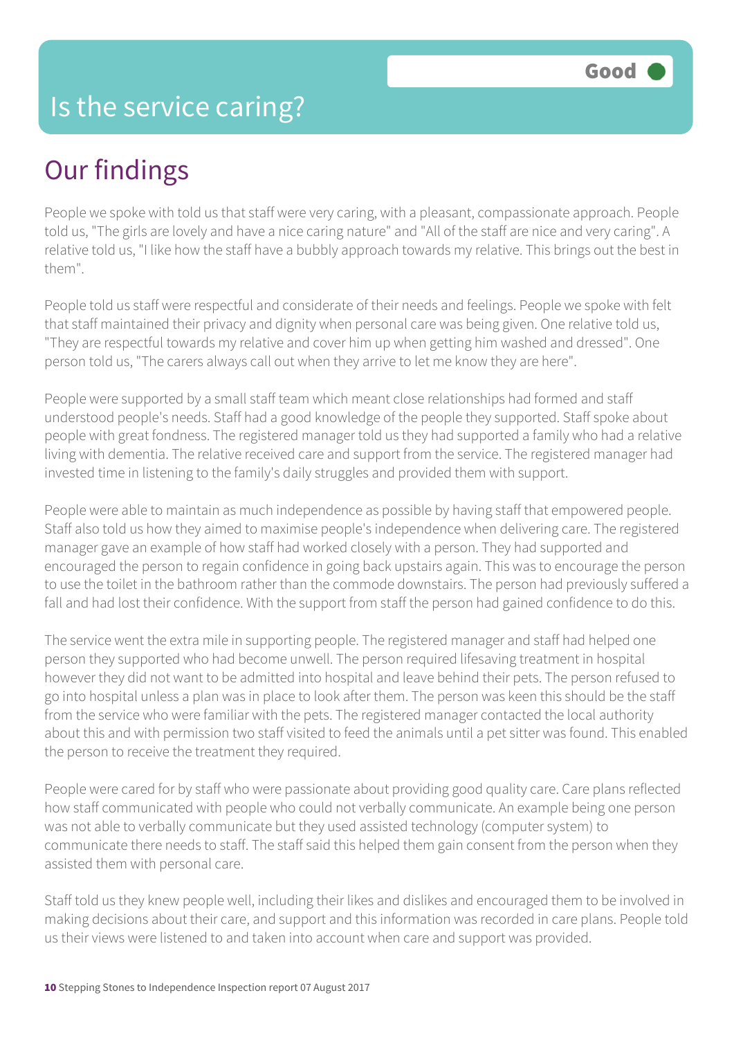# Is the service caring?

Good

## Our findings

People we spoke with told us that staff were very caring, with a pleasant, compassionate approach. People told us, "The girls are lovely and have a nice caring nature" and "All of the staff are nice and very caring". A relative told us, "I like how the staff have a bubbly approach towards my relative. This brings out the best in them".

People told us staff were respectful and considerate of their needs and feelings. People we spoke with felt that staff maintained their privacy and dignity when personal care was being given. One relative told us, "They are respectful towards my relative and cover him up when getting him washed and dressed". One person told us, "The carers always call out when they arrive to let me know they are here".

People were supported by a small staff team which meant close relationships had formed and staff understood people's needs. Staff had a good knowledge of the people they supported. Staff spoke about people with great fondness. The registered manager told us they had supported a family who had a relative living with dementia. The relative received care and support from the service. The registered manager had invested time in listening to the family's daily struggles and provided them with support.

People were able to maintain as much independence as possible by having staff that empowered people. Staff also told us how they aimed to maximise people's independence when delivering care. The registered manager gave an example of how staff had worked closely with a person. They had supported and encouraged the person to regain confidence in going back upstairs again. This was to encourage the person to use the toilet in the bathroom rather than the commode downstairs. The person had previously suffered a fall and had lost their confidence. With the support from staff the person had gained confidence to do this.

The service went the extra mile in supporting people. The registered manager and staff had helped one person they supported who had become unwell. The person required lifesaving treatment in hospital however they did not want to be admitted into hospital and leave behind their pets. The person refused to go into hospital unless a plan was in place to look after them. The person was keen this should be the staff from the service who were familiar with the pets. The registered manager contacted the local authority about this and with permission two staff visited to feed the animals until a pet sitter was found. This enabled the person to receive the treatment they required.

People were cared for by staff who were passionate about providing good quality care. Care plans reflected how staff communicated with people who could not verbally communicate. An example being one person was not able to verbally communicate but they used assisted technology (computer system) to communicate there needs to staff. The staff said this helped them gain consent from the person when they assisted them with personal care.

Staff told us they knew people well, including their likes and dislikes and encouraged them to be involved in making decisions about their care, and support and this information was recorded in care plans. People told us their views were listened to and taken into account when care and support was provided.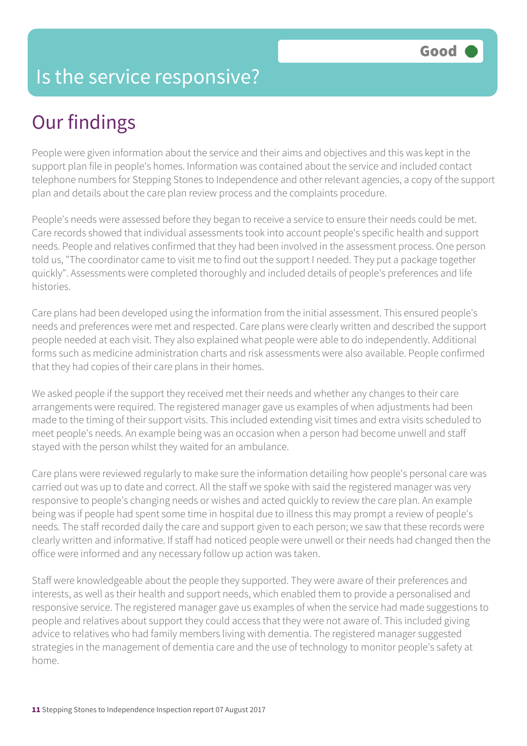# Is the service responsive?

**Good**

## Our findings

People were given information about the service and their aims and objectives and this was kept in the support plan file in people's homes. Information was contained about the service and included contact telephone numbers for Stepping Stones to Independence and other relevant agencies, a copy of the support plan and details about the care plan review process and the complaints procedure.

People's needs were assessed before they began to receive a service to ensure their needs could be met. Care records showed that individual assessments took into account people's specific health and support needs. People and relatives confirmed that they had been involved in the assessment process. One person told us, "The coordinator came to visit me to find out the support I needed. They put a package together quickly". Assessments were completed thoroughly and included details of people's preferences and life histories.

Care plans had been developed using the information from the initial assessment. This ensured people's needs and preferences were met and respected. Care plans were clearly written and described the support people needed at each visit. They also explained what people were able to do independently. Additional forms such as medicine administration charts and risk assessments were also available. People confirmed that they had copies of their care plans in their homes.

We asked people if the support they received met their needs and whether any changes to their care arrangements were required. The registered manager gave us examples of when adjustments had been made to the timing of their support visits. This included extending visit times and extra visits scheduled to meet people's needs. An example being was an occasion when a person had become unwell and staff stayed with the person whilst they waited for an ambulance.

Care plans were reviewed regularly to make sure the information detailing how people's personal care was carried out was up to date and correct. All the staff we spoke with said the registered manager was very responsive to people's changing needs or wishes and acted quickly to review the care plan. An example being was if people had spent some time in hospital due to illness this may prompt a review of people's needs. The staff recorded daily the care and support given to each person; we saw that these records were clearly written and informative. If staff had noticed people were unwell or their needs had changed then the office were informed and any necessary follow up action was taken.

Staff were knowledgeable about the people they supported. They were aware of their preferences and interests, as well as their health and support needs, which enabled them to provide a personalised and responsive service. The registered manager gave us examples of when the service had made suggestions to people and relatives about support they could access that they were not aware of. This included giving advice to relatives who had family members living with dementia. The registered manager suggested strategies in the management of dementia care and the use of technology to monitor people's safety at home.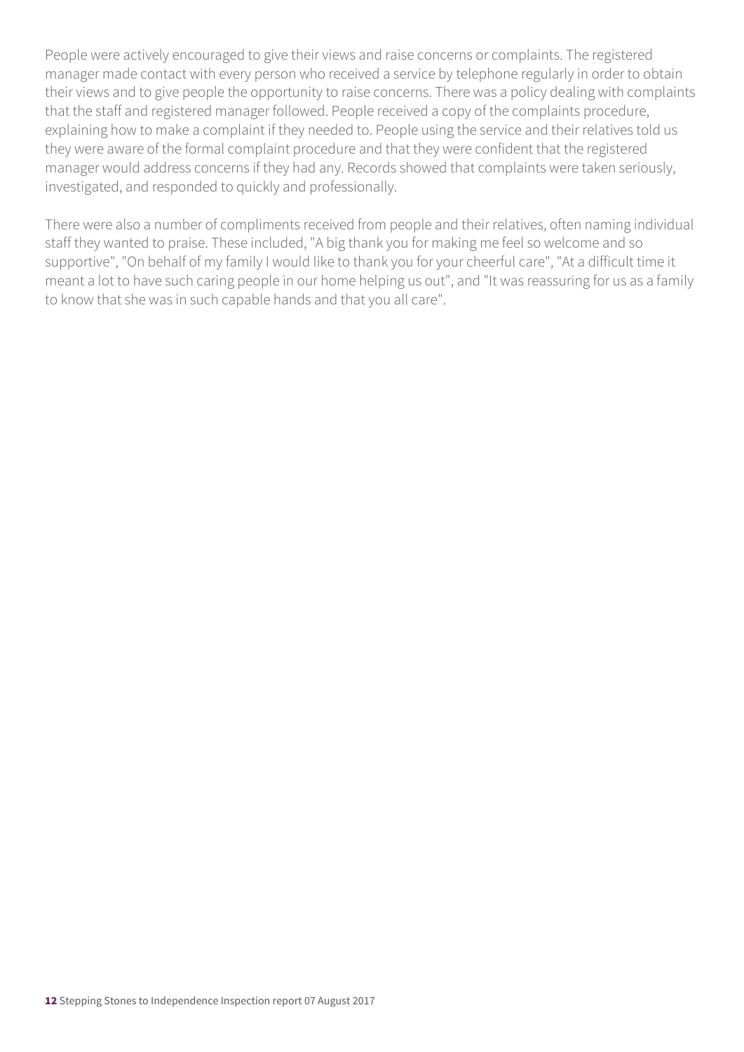People were actively encouraged to give their views and raise concerns or complaints. The registered manager made contact with every person who received a service by telephone regularly in order to obtain their views and to give people the opportunity to raise concerns. There was a policy dealing with complaints that the staff and registered manager followed. People received a copy of the complaints procedure, explaining how to make a complaint if they needed to. People using the service and their relatives told us they were aware of the formal complaint procedure and that they were confident that the registered manager would address concerns if they had any. Records showed that complaints were taken seriously, investigated, and responded to quickly and professionally.

There were also a number of compliments received from people and their relatives, often naming individual staff they wanted to praise. These included, "A big thank you for making me feel so welcome and so supportive", "On behalf of my family I would like to thank you for your cheerful care", "At a difficult time it meant a lot to have such caring people in our home helping us out", and "It was reassuring for us as a family to know that she was in such capable hands and that you all care".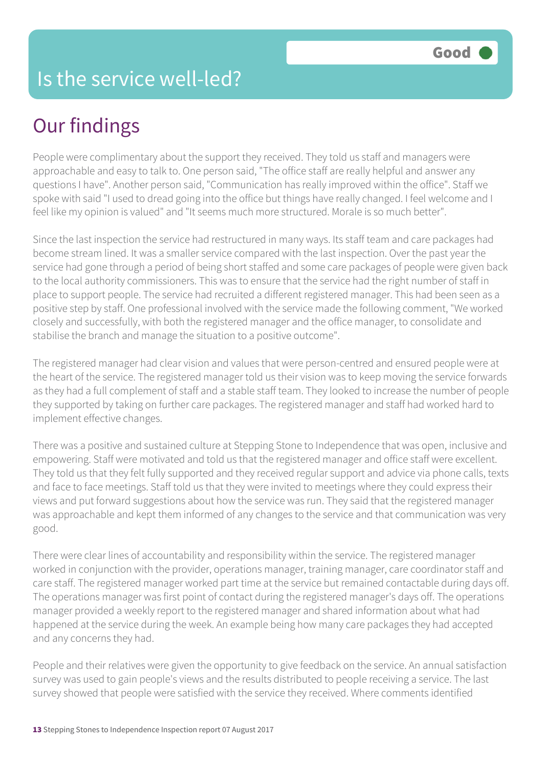# Is the service well-led?

Good

## Our findings

People were complimentary about the support they received. They told us staff and managers were approachable and easy to talk to. One person said, "The office staff are really helpful and answer any questions I have". Another person said, "Communication has really improved within the office". Staff we spoke with said "I used to dread going into the office but things have really changed. I feel welcome and I feel like my opinion is valued" and "It seems much more structured. Morale is so much better".

Since the last inspection the service had restructured in many ways. Its staff team and care packages had become stream lined. It was a smaller service compared with the last inspection. Over the past year the service had gone through a period of being short staffed and some care packages of people were given back to the local authority commissioners. This was to ensure that the service had the right number of staff in place to support people. The service had recruited a different registered manager. This had been seen as a positive step by staff. One professional involved with the service made the following comment, "We worked closely and successfully, with both the registered manager and the office manager, to consolidate and stabilise the branch and manage the situation to a positive outcome".

The registered manager had clear vision and values that were person-centred and ensured people were at the heart of the service. The registered manager told us their vision was to keep moving the service forwards as they had a full complement of staff and a stable staff team. They looked to increase the number of people they supported by taking on further care packages. The registered manager and staff had worked hard to implement effective changes.

There was a positive and sustained culture at Stepping Stone to Independence that was open, inclusive and empowering. Staff were motivated and told us that the registered manager and office staff were excellent. They told us that they felt fully supported and they received regular support and advice via phone calls, texts and face to face meetings. Staff told us that they were invited to meetings where they could express their views and put forward suggestions about how the service was run. They said that the registered manager was approachable and kept them informed of any changes to the service and that communication was very good.

There were clear lines of accountability and responsibility within the service. The registered manager worked in conjunction with the provider, operations manager, training manager, care coordinator staff and care staff. The registered manager worked part time at the service but remained contactable during days off. The operations manager was first point of contact during the registered manager's days off. The operations manager provided a weekly report to the registered manager and shared information about what had happened at the service during the week. An example being how many care packages they had accepted and any concerns they had.

People and their relatives were given the opportunity to give feedback on the service. An annual satisfaction survey was used to gain people's views and the results distributed to people receiving a service. The last survey showed that people were satisfied with the service they received. Where comments identified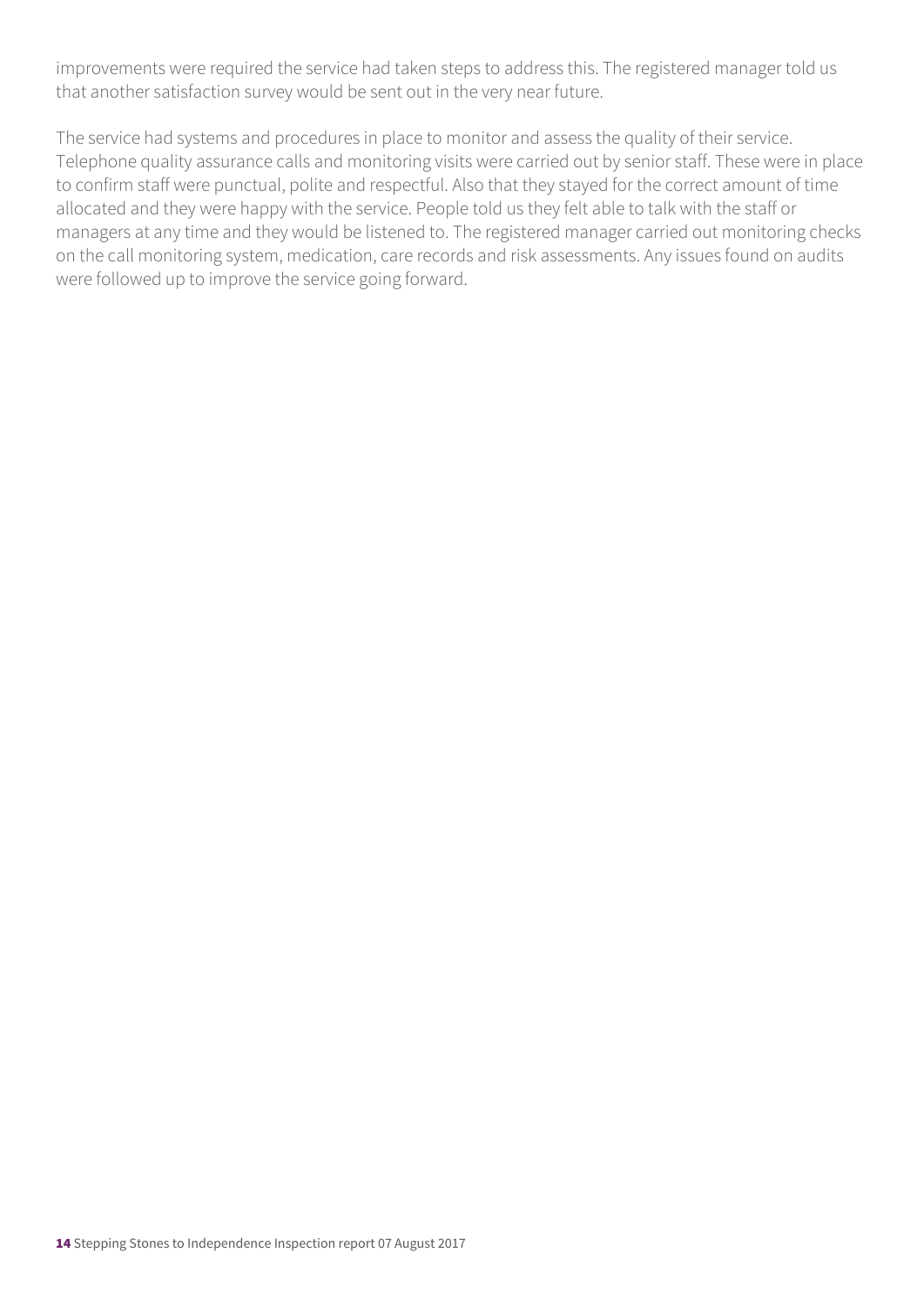improvements were required the service had taken steps to address this. The registered manager told us that another satisfaction survey would be sent out in the very near future.

The service had systems and procedures in place to monitor and assess the quality of their service. Telephone quality assurance calls and monitoring visits were carried out by senior staff. These were in place to confirm staff were punctual, polite and respectful. Also that they stayed for the correct amount of time allocated and they were happy with the service. People told us they felt able to talk with the staff or managers at any time and they would be listened to. The registered manager carried out monitoring checks on the call monitoring system, medication, care records and risk assessments. Any issues found on audits were followed up to improve the service going forward.